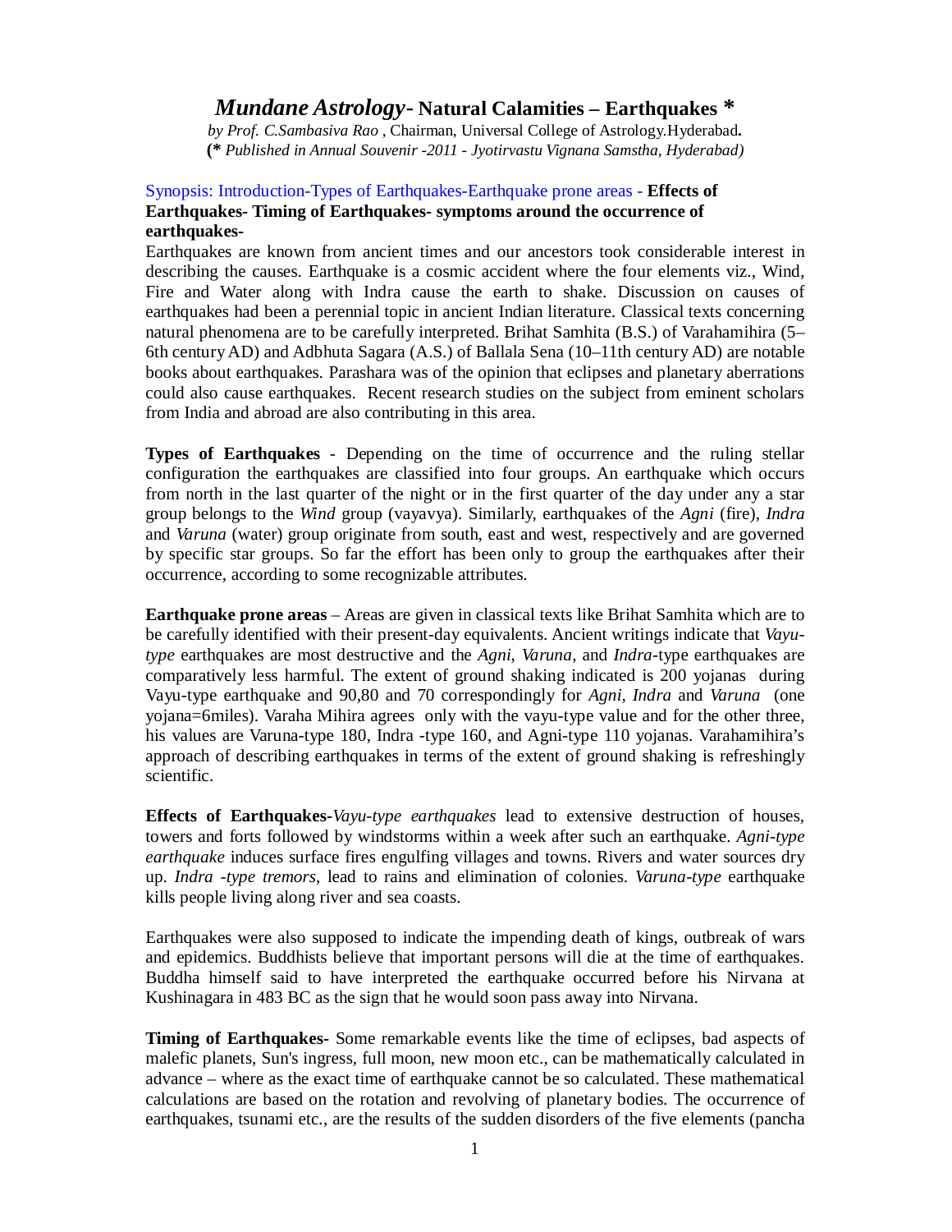# *Mundane Astrology*- Natural Calamities – Earthquakes *

*by Prof. C.Sambasiva Rao* , Chairman, Universal College of Astrology.Hyderabad**.**

**(*** *Published in Annual Souvenir -2011 - Jyotirvastu Vignana Samstha, Hyderabad)*

Synopsis: Introduction-Types of Earthquakes-Earthquake prone areas - **Effects of Earthquakes- Timing of Earthquakes- symptoms around the occurrence of earthquakes-**

Earthquakes are known from ancient times and our ancestors took considerable interest in describing the causes. Earthquake is a cosmic accident where the four elements viz., Wind, Fire and Water along with Indra cause the earth to shake. Discussion on causes of earthquakes had been a perennial topic in ancient Indian literature. Classical texts concerning natural phenomena are to be carefully interpreted. Brihat Samhita (B.S.) of Varahamihira (5–6th century AD) and Adbhuta Sagara (A.S.) of Ballala Sena (10–11th century AD) are notable books about earthquakes. Parashara was of the opinion that eclipses and planetary aberrations could also cause earthquakes. Recent research studies on the subject from eminent scholars from India and abroad are also contributing in this area.

**Types of Earthquakes** - Depending on the time of occurrence and the ruling stellar configuration the earthquakes are classified into four groups. An earthquake which occurs from north in the last quarter of the night or in the first quarter of the day under any a star group belongs to the *Wind* group (vayavya). Similarly, earthquakes of the *Agni* (fire), *Indra* and *Varuna* (water) group originate from south, east and west, respectively and are governed by specific star groups. So far the effort has been only to group the earthquakes after their occurrence, according to some recognizable attributes.

**Earthquake prone areas** – Areas are given in classical texts like Brihat Samhita which are to be carefully identified with their present-day equivalents. Ancient writings indicate that *Vayu-type* earthquakes are most destructive and the *Agni*, *Varuna*, and *Indra*-type earthquakes are comparatively less harmful. The extent of ground shaking indicated is 200 yojanas during Vayu-type earthquake and 90,80 and 70 correspondingly for *Agni*, *Indra* and *Varuna* (one yojana=6miles). Varaha Mihira agrees only with the vayu-type value and for the other three, his values are Varuna-type 180, Indra -type 160, and Agni-type 110 yojanas. Varahamihira's approach of describing earthquakes in terms of the extent of ground shaking is refreshingly scientific.

**Effects of Earthquakes-***Vayu-type earthquakes* lead to extensive destruction of houses, towers and forts followed by windstorms within a week after such an earthquake. *Agni-type earthquake* induces surface fires engulfing villages and towns. Rivers and water sources dry up. *Indra -type tremors*, lead to rains and elimination of colonies. *Varuna-type* earthquake kills people living along river and sea coasts.

Earthquakes were also supposed to indicate the impending death of kings, outbreak of wars and epidemics. Buddhists believe that important persons will die at the time of earthquakes. Buddha himself said to have interpreted the earthquake occurred before his Nirvana at Kushinagara in 483 BC as the sign that he would soon pass away into Nirvana.

**Timing of Earthquakes-** Some remarkable events like the time of eclipses, bad aspects of malefic planets, Sun's ingress, full moon, new moon etc., can be mathematically calculated in advance – where as the exact time of earthquake cannot be so calculated. These mathematical calculations are based on the rotation and revolving of planetary bodies. The occurrence of earthquakes, tsunami etc., are the results of the sudden disorders of the five elements (pancha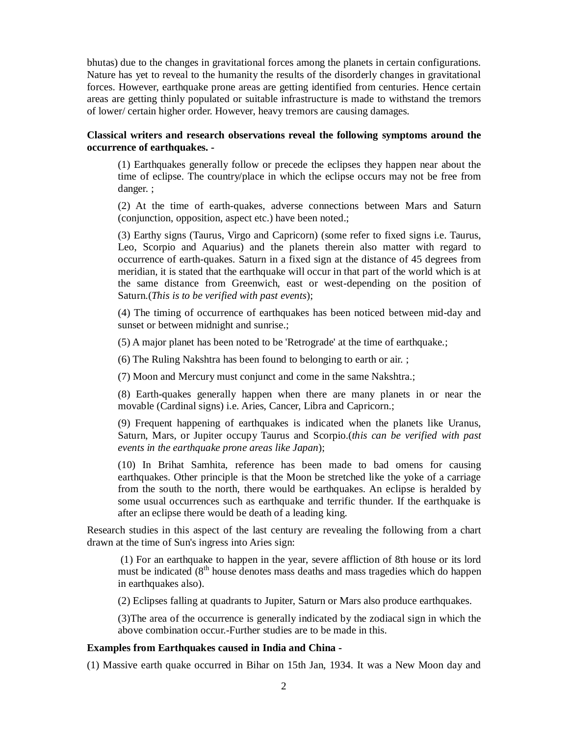bhutas) due to the changes in gravitational forces among the planets in certain configurations. Nature has yet to reveal to the humanity the results of the disorderly changes in gravitational forces. However, earthquake prone areas are getting identified from centuries. Hence certain areas are getting thinly populated or suitable infrastructure is made to withstand the tremors of lower/ certain higher order. However, heavy tremors are causing damages.

**Classical writers and research observations reveal the following symptoms around the occurrence of earthquakes. -**

> (1) Earthquakes generally follow or precede the eclipses they happen near about the time of eclipse. The country/place in which the eclipse occurs may not be free from danger. ;
>
> (2) At the time of earth-quakes, adverse connections between Mars and Saturn (conjunction, opposition, aspect etc.) have been noted.;
>
> (3) Earthy signs (Taurus, Virgo and Capricorn) (some refer to fixed signs i.e. Taurus, Leo, Scorpio and Aquarius) and the planets therein also matter with regard to occurrence of earth-quakes. Saturn in a fixed sign at the distance of 45 degrees from meridian, it is stated that the earthquake will occur in that part of the world which is at the same distance from Greenwich, east or west-depending on the position of Saturn.(*This is to be verified with past events*);
>
> (4) The timing of occurrence of earthquakes has been noticed between mid-day and sunset or between midnight and sunrise.;
>
> (5) A major planet has been noted to be 'Retrograde' at the time of earthquake.;
>
> (6) The Ruling Nakshtra has been found to belonging to earth or air. ;
>
> (7) Moon and Mercury must conjunct and come in the same Nakshtra.;
>
> (8) Earth-quakes generally happen when there are many planets in or near the movable (Cardinal signs) i.e. Aries, Cancer, Libra and Capricorn.;
>
> (9) Frequent happening of earthquakes is indicated when the planets like Uranus, Saturn, Mars, or Jupiter occupy Taurus and Scorpio.(*this can be verified with past events in the earthquake prone areas like Japan*);
>
> (10) In Brihat Samhita, reference has been made to bad omens for causing earthquakes. Other principle is that the Moon be stretched like the yoke of a carriage from the south to the north, there would be earthquakes. An eclipse is heralded by some usual occurrences such as earthquake and terrific thunder. If the earthquake is after an eclipse there would be death of a leading king.

Research studies in this aspect of the last century are revealing the following from a chart drawn at the time of Sun's ingress into Aries sign:

> (1) For an earthquake to happen in the year, severe affliction of 8th house or its lord must be indicated (8th house denotes mass deaths and mass tragedies which do happen in earthquakes also).
>
> (2) Eclipses falling at quadrants to Jupiter, Saturn or Mars also produce earthquakes.
>
> (3)The area of the occurrence is generally indicated by the zodiacal sign in which the above combination occur.-Further studies are to be made in this.

**Examples from Earthquakes caused in India and China -**

(1) Massive earth quake occurred in Bihar on 15th Jan, 1934. It was a New Moon day and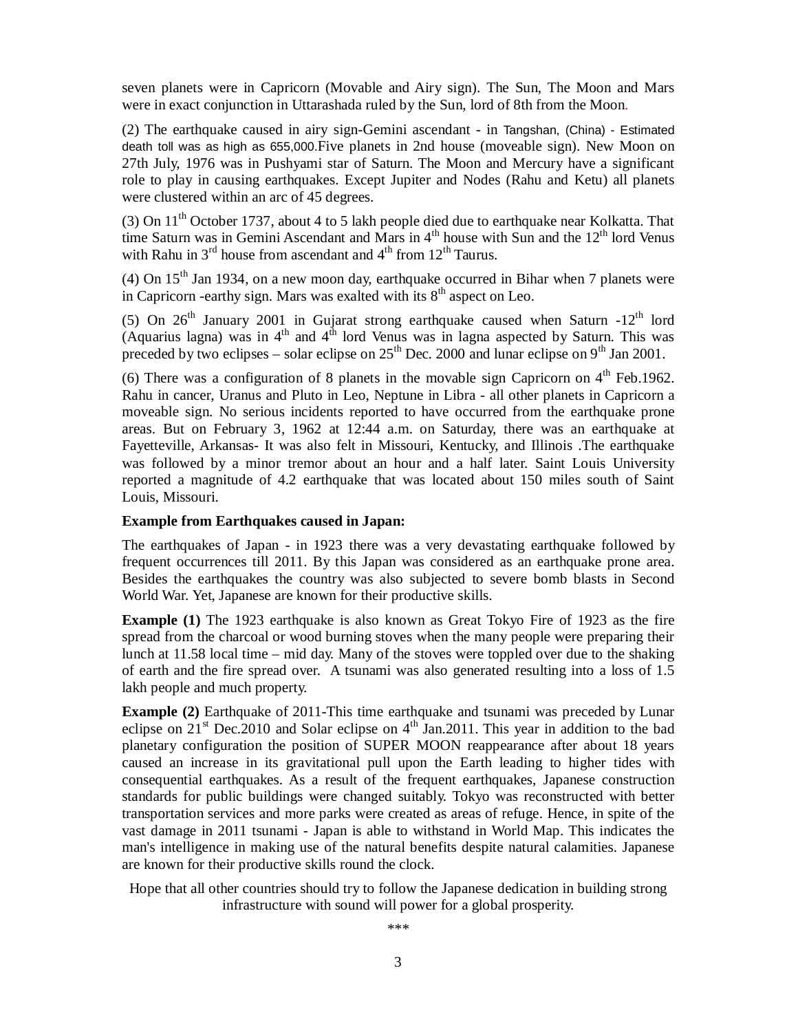seven planets were in Capricorn (Movable and Airy sign). The Sun, The Moon and Mars were in exact conjunction in Uttarashada ruled by the Sun, lord of 8th from the Moon.

(2) The earthquake caused in airy sign-Gemini ascendant - in Tangshan, (China) - Estimated death toll was as high as 655,000.Five planets in 2nd house (moveable sign). New Moon on 27th July, 1976 was in Pushyami star of Saturn. The Moon and Mercury have a significant role to play in causing earthquakes. Except Jupiter and Nodes (Rahu and Ketu) all planets were clustered within an arc of 45 degrees.

(3) On 11th October 1737, about 4 to 5 lakh people died due to earthquake near Kolkatta. That time Saturn was in Gemini Ascendant and Mars in 4th house with Sun and the 12th lord Venus with Rahu in 3rd house from ascendant and 4th from 12th Taurus.

(4) On 15th Jan 1934, on a new moon day, earthquake occurred in Bihar when 7 planets were in Capricorn -earthy sign. Mars was exalted with its 8th aspect on Leo.

(5) On 26th January 2001 in Gujarat strong earthquake caused when Saturn -12th lord (Aquarius lagna) was in 4th and 4th lord Venus was in lagna aspected by Saturn. This was preceded by two eclipses – solar eclipse on 25th Dec. 2000 and lunar eclipse on 9th Jan 2001.

(6) There was a configuration of 8 planets in the movable sign Capricorn on 4th Feb.1962. Rahu in cancer, Uranus and Pluto in Leo, Neptune in Libra - all other planets in Capricorn a moveable sign. No serious incidents reported to have occurred from the earthquake prone areas. But on February 3, 1962 at 12:44 a.m. on Saturday, there was an earthquake at Fayetteville, Arkansas- It was also felt in Missouri, Kentucky, and Illinois .The earthquake was followed by a minor tremor about an hour and a half later. Saint Louis University reported a magnitude of 4.2 earthquake that was located about 150 miles south of Saint Louis, Missouri.

**Example from Earthquakes caused in Japan:**

The earthquakes of Japan - in 1923 there was a very devastating earthquake followed by frequent occurrences till 2011. By this Japan was considered as an earthquake prone area. Besides the earthquakes the country was also subjected to severe bomb blasts in Second World War. Yet, Japanese are known for their productive skills.

**Example (1)** The 1923 earthquake is also known as Great Tokyo Fire of 1923 as the fire spread from the charcoal or wood burning stoves when the many people were preparing their lunch at 11.58 local time – mid day. Many of the stoves were toppled over due to the shaking of earth and the fire spread over. A tsunami was also generated resulting into a loss of 1.5 lakh people and much property.

**Example (2)** Earthquake of 2011-This time earthquake and tsunami was preceded by Lunar eclipse on 21st Dec.2010 and Solar eclipse on 4th Jan.2011. This year in addition to the bad planetary configuration the position of SUPER MOON reappearance after about 18 years caused an increase in its gravitational pull upon the Earth leading to higher tides with consequential earthquakes. As a result of the frequent earthquakes, Japanese construction standards for public buildings were changed suitably. Tokyo was reconstructed with better transportation services and more parks were created as areas of refuge. Hence, in spite of the vast damage in 2011 tsunami - Japan is able to withstand in World Map. This indicates the man's intelligence in making use of the natural benefits despite natural calamities. Japanese are known for their productive skills round the clock.

Hope that all other countries should try to follow the Japanese dedication in building strong infrastructure with sound will power for a global prosperity.

***